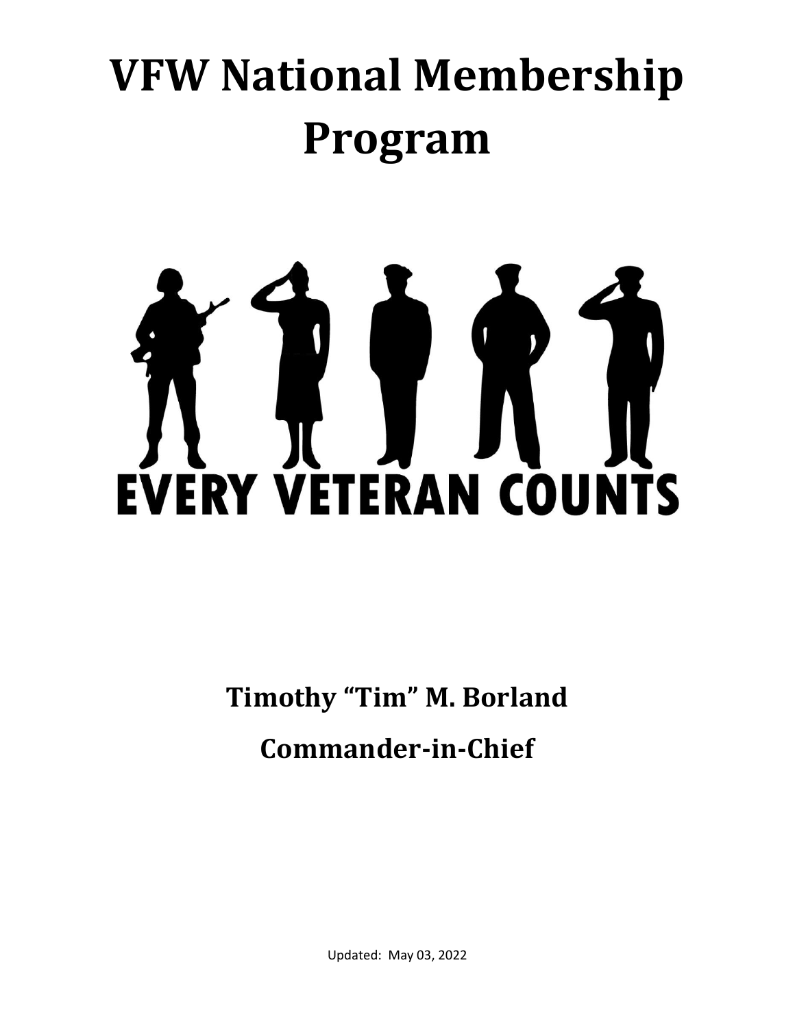# VFW National Membership Program

EVERY VETERAN COUNTS

**Timothy "Tim" M. Borland**

**Commander-in-Chief**

Updated: May 03, 2022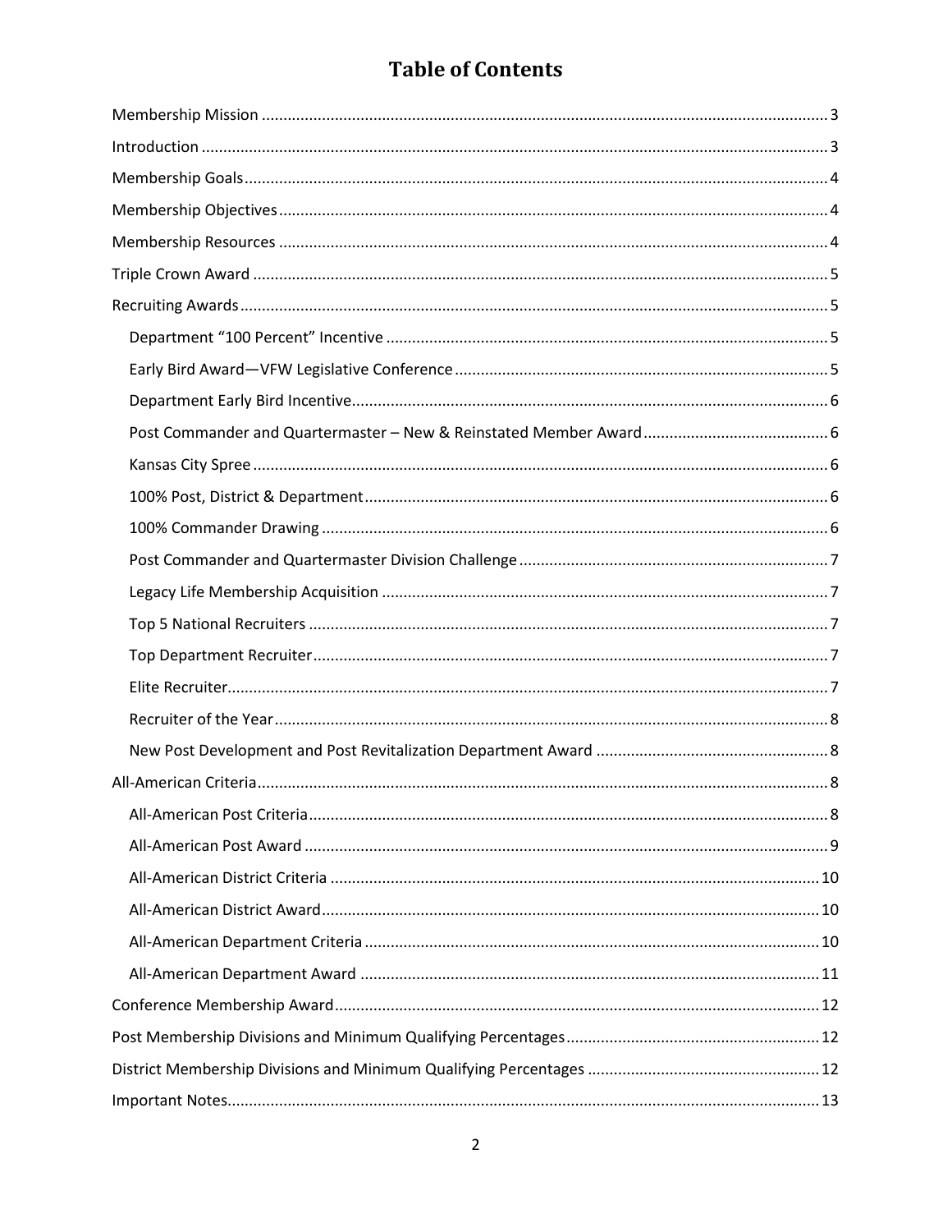# Table of Contents

- Membership Mission ..... 3
- Introduction ..... 3
- Membership Goals ..... 4
- Membership Objectives ..... 4
- Membership Resources ..... 4
- Triple Crown Award ..... 5
- Recruiting Awards ..... 5
  - Department "100 Percent" Incentive ..... 5
  - Early Bird Award—VFW Legislative Conference ..... 5
  - Department Early Bird Incentive ..... 6
  - Post Commander and Quartermaster – New & Reinstated Member Award ..... 6
  - Kansas City Spree ..... 6
  - 100% Post, District & Department ..... 6
  - 100% Commander Drawing ..... 6
  - Post Commander and Quartermaster Division Challenge ..... 7
  - Legacy Life Membership Acquisition ..... 7
  - Top 5 National Recruiters ..... 7
  - Top Department Recruiter ..... 7
  - Elite Recruiter ..... 7
  - Recruiter of the Year ..... 8
  - New Post Development and Post Revitalization Department Award ..... 8
- All-American Criteria ..... 8
  - All-American Post Criteria ..... 8
  - All-American Post Award ..... 9
  - All-American District Criteria ..... 10
  - All-American District Award ..... 10
  - All-American Department Criteria ..... 10
  - All-American Department Award ..... 11
- Conference Membership Award ..... 12
- Post Membership Divisions and Minimum Qualifying Percentages ..... 12
- District Membership Divisions and Minimum Qualifying Percentages ..... 12
- Important Notes ..... 13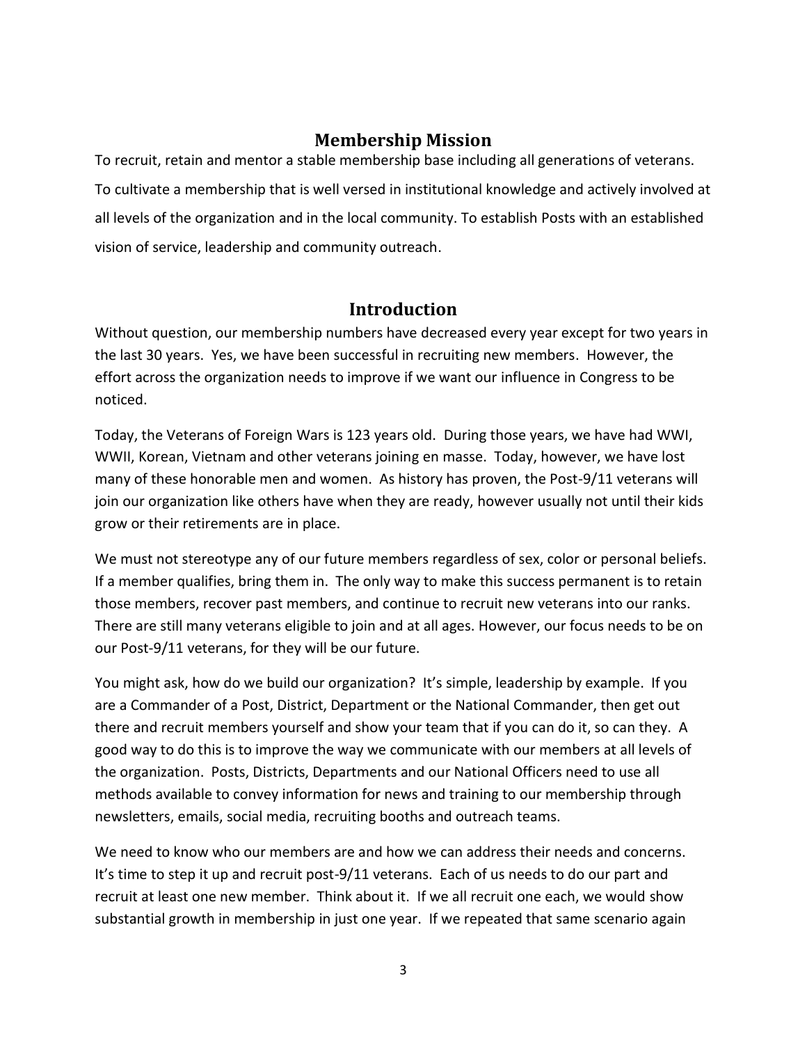## Membership Mission

To recruit, retain and mentor a stable membership base including all generations of veterans. To cultivate a membership that is well versed in institutional knowledge and actively involved at all levels of the organization and in the local community. To establish Posts with an established vision of service, leadership and community outreach.

## Introduction

Without question, our membership numbers have decreased every year except for two years in the last 30 years. Yes, we have been successful in recruiting new members. However, the effort across the organization needs to improve if we want our influence in Congress to be noticed.

Today, the Veterans of Foreign Wars is 123 years old. During those years, we have had WWI, WWII, Korean, Vietnam and other veterans joining en masse. Today, however, we have lost many of these honorable men and women. As history has proven, the Post-9/11 veterans will join our organization like others have when they are ready, however usually not until their kids grow or their retirements are in place.

We must not stereotype any of our future members regardless of sex, color or personal beliefs. If a member qualifies, bring them in. The only way to make this success permanent is to retain those members, recover past members, and continue to recruit new veterans into our ranks. There are still many veterans eligible to join and at all ages. However, our focus needs to be on our Post-9/11 veterans, for they will be our future.

You might ask, how do we build our organization? It's simple, leadership by example. If you are a Commander of a Post, District, Department or the National Commander, then get out there and recruit members yourself and show your team that if you can do it, so can they. A good way to do this is to improve the way we communicate with our members at all levels of the organization. Posts, Districts, Departments and our National Officers need to use all methods available to convey information for news and training to our membership through newsletters, emails, social media, recruiting booths and outreach teams.

We need to know who our members are and how we can address their needs and concerns. It's time to step it up and recruit post-9/11 veterans. Each of us needs to do our part and recruit at least one new member. Think about it. If we all recruit one each, we would show substantial growth in membership in just one year. If we repeated that same scenario again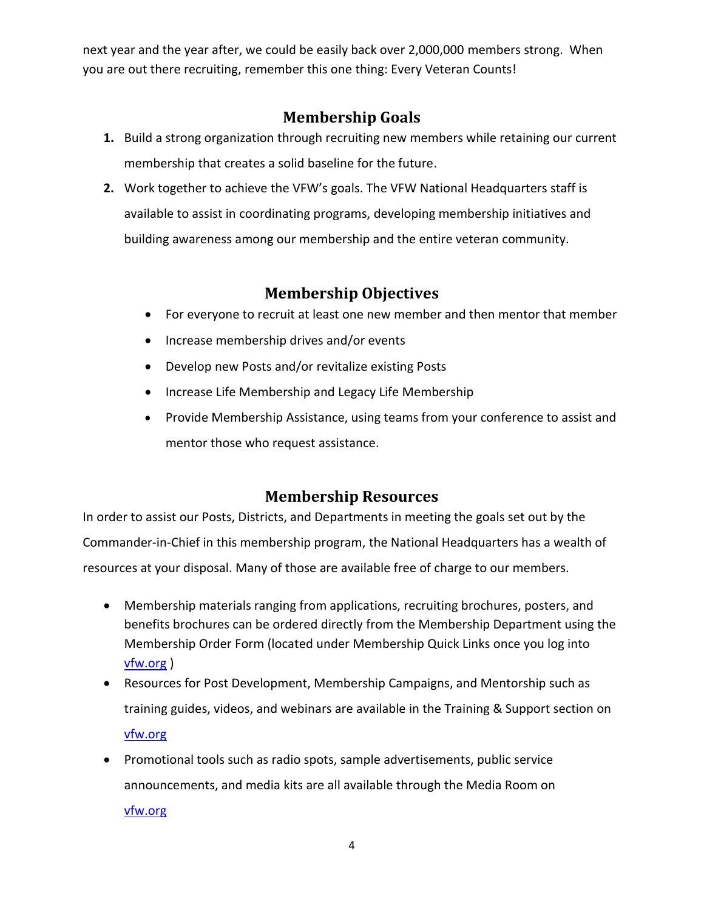next year and the year after, we could be easily back over 2,000,000 members strong. When you are out there recruiting, remember this one thing: Every Veteran Counts!

## Membership Goals

1. Build a strong organization through recruiting new members while retaining our current membership that creates a solid baseline for the future.
2. Work together to achieve the VFW's goals. The VFW National Headquarters staff is available to assist in coordinating programs, developing membership initiatives and building awareness among our membership and the entire veteran community.

## Membership Objectives

- For everyone to recruit at least one new member and then mentor that member
- Increase membership drives and/or events
- Develop new Posts and/or revitalize existing Posts
- Increase Life Membership and Legacy Life Membership
- Provide Membership Assistance, using teams from your conference to assist and mentor those who request assistance.

## Membership Resources

In order to assist our Posts, Districts, and Departments in meeting the goals set out by the Commander-in-Chief in this membership program, the National Headquarters has a wealth of resources at your disposal. Many of those are available free of charge to our members.

- Membership materials ranging from applications, recruiting brochures, posters, and benefits brochures can be ordered directly from the Membership Department using the Membership Order Form (located under Membership Quick Links once you log into [vfw.org](vfw.org) )
- Resources for Post Development, Membership Campaigns, and Mentorship such as training guides, videos, and webinars are available in the Training & Support section on [vfw.org](vfw.org)
- Promotional tools such as radio spots, sample advertisements, public service announcements, and media kits are all available through the Media Room on [vfw.org](vfw.org)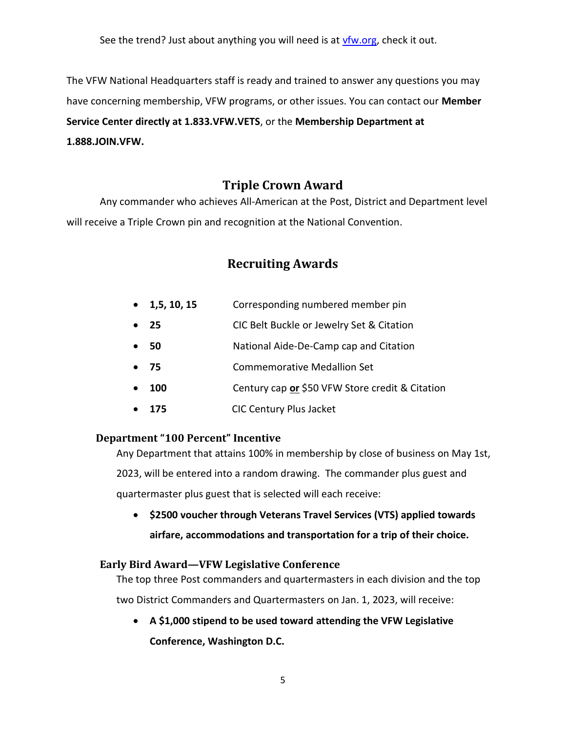See the trend? Just about anything you will need is at [vfw.org](vfw.org), check it out.

The VFW National Headquarters staff is ready and trained to answer any questions you may have concerning membership, VFW programs, or other issues. You can contact our **Member Service Center directly at 1.833.VFW.VETS**, or the **Membership Department at 1.888.JOIN.VFW.**

## Triple Crown Award

Any commander who achieves All-American at the Post, District and Department level will receive a Triple Crown pin and recognition at the National Convention.

## Recruiting Awards

- **1,5, 10, 15** Corresponding numbered member pin
- **25** CIC Belt Buckle or Jewelry Set & Citation
- **50** National Aide-De-Camp cap and Citation
- **75** Commemorative Medallion Set
- **100** Century cap **or** $50 VFW Store credit & Citation
- **175** CIC Century Plus Jacket

### Department "100 Percent" Incentive

Any Department that attains 100% in membership by close of business on May 1st, 2023, will be entered into a random drawing. The commander plus guest and quartermaster plus guest that is selected will each receive:

- **$2500 voucher through Veterans Travel Services (VTS) applied towards airfare, accommodations and transportation for a trip of their choice.**

### Early Bird Award—VFW Legislative Conference

The top three Post commanders and quartermasters in each division and the top two District Commanders and Quartermasters on Jan. 1, 2023, will receive:

- **A $1,000 stipend to be used toward attending the VFW Legislative Conference, Washington D.C.**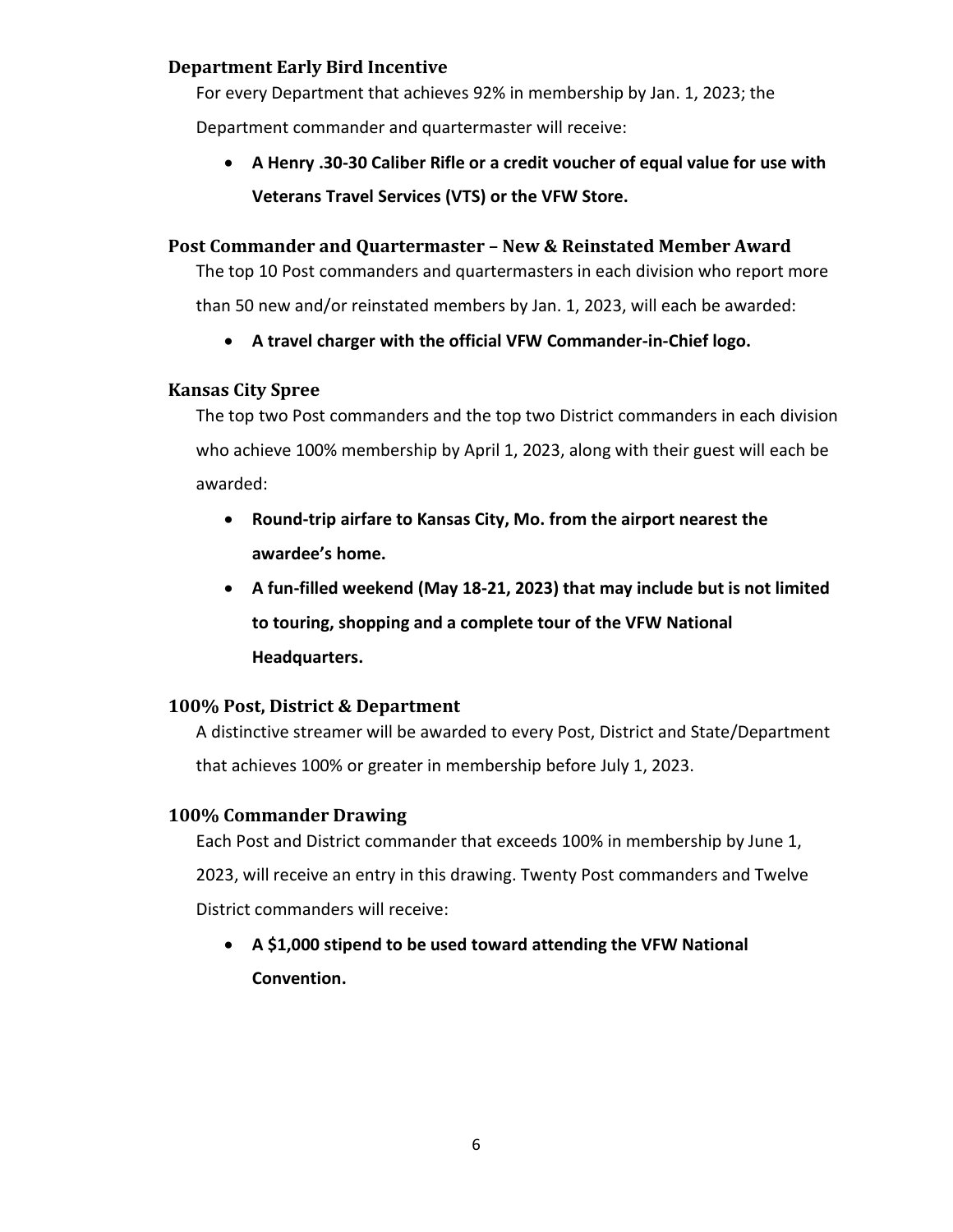### Department Early Bird Incentive

For every Department that achieves 92% in membership by Jan. 1, 2023; the Department commander and quartermaster will receive:

- **A Henry .30-30 Caliber Rifle or a credit voucher of equal value for use with Veterans Travel Services (VTS) or the VFW Store.**

### Post Commander and Quartermaster – New & Reinstated Member Award

The top 10 Post commanders and quartermasters in each division who report more than 50 new and/or reinstated members by Jan. 1, 2023, will each be awarded:

- **A travel charger with the official VFW Commander-in-Chief logo.**

### Kansas City Spree

The top two Post commanders and the top two District commanders in each division who achieve 100% membership by April 1, 2023, along with their guest will each be awarded:

- **Round-trip airfare to Kansas City, Mo. from the airport nearest the awardee's home.**
- **A fun-filled weekend (May 18-21, 2023) that may include but is not limited to touring, shopping and a complete tour of the VFW National Headquarters.**

### 100% Post, District & Department

A distinctive streamer will be awarded to every Post, District and State/Department that achieves 100% or greater in membership before July 1, 2023.

### 100% Commander Drawing

Each Post and District commander that exceeds 100% in membership by June 1, 2023, will receive an entry in this drawing. Twenty Post commanders and Twelve District commanders will receive:

- **A $1,000 stipend to be used toward attending the VFW National Convention.**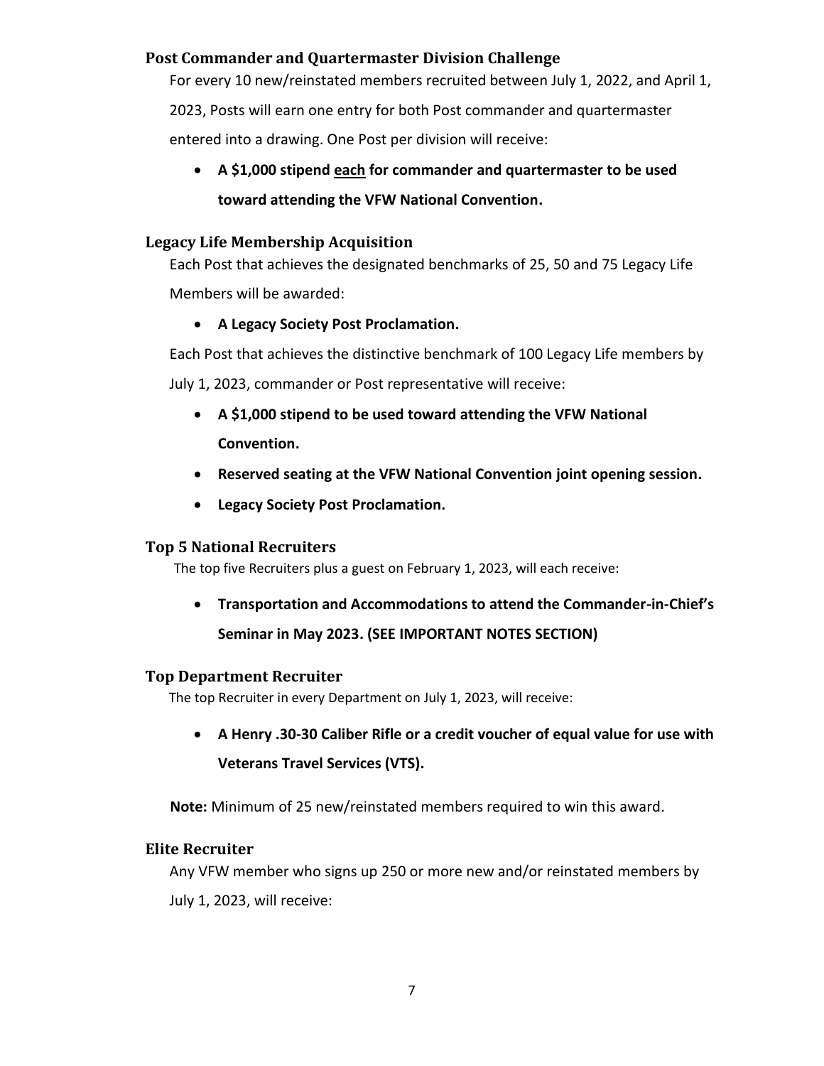### Post Commander and Quartermaster Division Challenge

For every 10 new/reinstated members recruited between July 1, 2022, and April 1, 2023, Posts will earn one entry for both Post commander and quartermaster entered into a drawing. One Post per division will receive:

- **A $1,000 stipend <u>each</u> for commander and quartermaster to be used toward attending the VFW National Convention.**

### Legacy Life Membership Acquisition

Each Post that achieves the designated benchmarks of 25, 50 and 75 Legacy Life Members will be awarded:

- **A Legacy Society Post Proclamation.**

Each Post that achieves the distinctive benchmark of 100 Legacy Life members by July 1, 2023, commander or Post representative will receive:

- **A $1,000 stipend to be used toward attending the VFW National Convention.**
- **Reserved seating at the VFW National Convention joint opening session.**
- **Legacy Society Post Proclamation.**

### Top 5 National Recruiters

The top five Recruiters plus a guest on February 1, 2023, will each receive:

- **Transportation and Accommodations to attend the Commander-in-Chief's Seminar in May 2023. (SEE IMPORTANT NOTES SECTION)**

### Top Department Recruiter

The top Recruiter in every Department on July 1, 2023, will receive:

- **A Henry .30-30 Caliber Rifle or a credit voucher of equal value for use with Veterans Travel Services (VTS).**

**Note:** Minimum of 25 new/reinstated members required to win this award.

### Elite Recruiter

Any VFW member who signs up 250 or more new and/or reinstated members by July 1, 2023, will receive: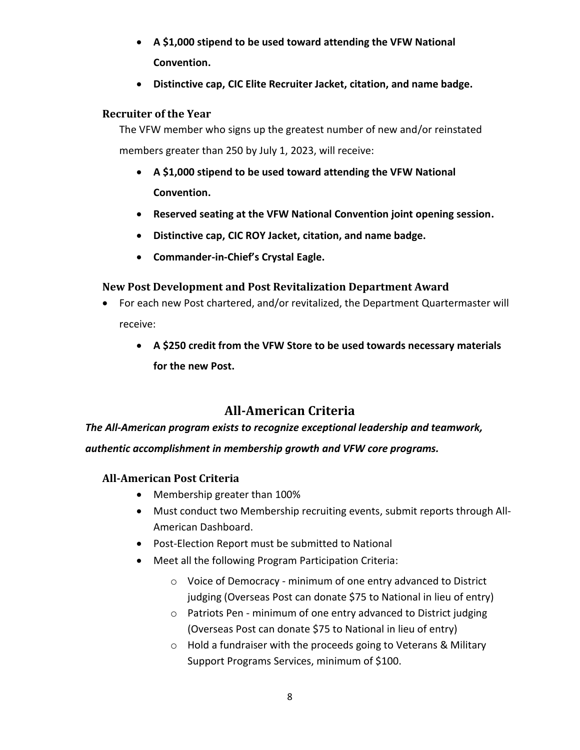- **A $1,000 stipend to be used toward attending the VFW National Convention.**
- **Distinctive cap, CIC Elite Recruiter Jacket, citation, and name badge.**

### Recruiter of the Year

The VFW member who signs up the greatest number of new and/or reinstated members greater than 250 by July 1, 2023, will receive:

- **A $1,000 stipend to be used toward attending the VFW National Convention.**
- **Reserved seating at the VFW National Convention joint opening session.**
- **Distinctive cap, CIC ROY Jacket, citation, and name badge.**
- **Commander-in-Chief's Crystal Eagle.**

### New Post Development and Post Revitalization Department Award

- For each new Post chartered, and/or revitalized, the Department Quartermaster will receive:
  - **A $250 credit from the VFW Store to be used towards necessary materials for the new Post.**

## All-American Criteria

***The All-American program exists to recognize exceptional leadership and teamwork, authentic accomplishment in membership growth and VFW core programs.***

### All-American Post Criteria

- Membership greater than 100%
- Must conduct two Membership recruiting events, submit reports through All-American Dashboard.
- Post-Election Report must be submitted to National
- Meet all the following Program Participation Criteria:
  - Voice of Democracy - minimum of one entry advanced to District judging (Overseas Post can donate $75 to National in lieu of entry)
  - Patriots Pen - minimum of one entry advanced to District judging (Overseas Post can donate $75 to National in lieu of entry)
  - Hold a fundraiser with the proceeds going to Veterans & Military Support Programs Services, minimum of $100.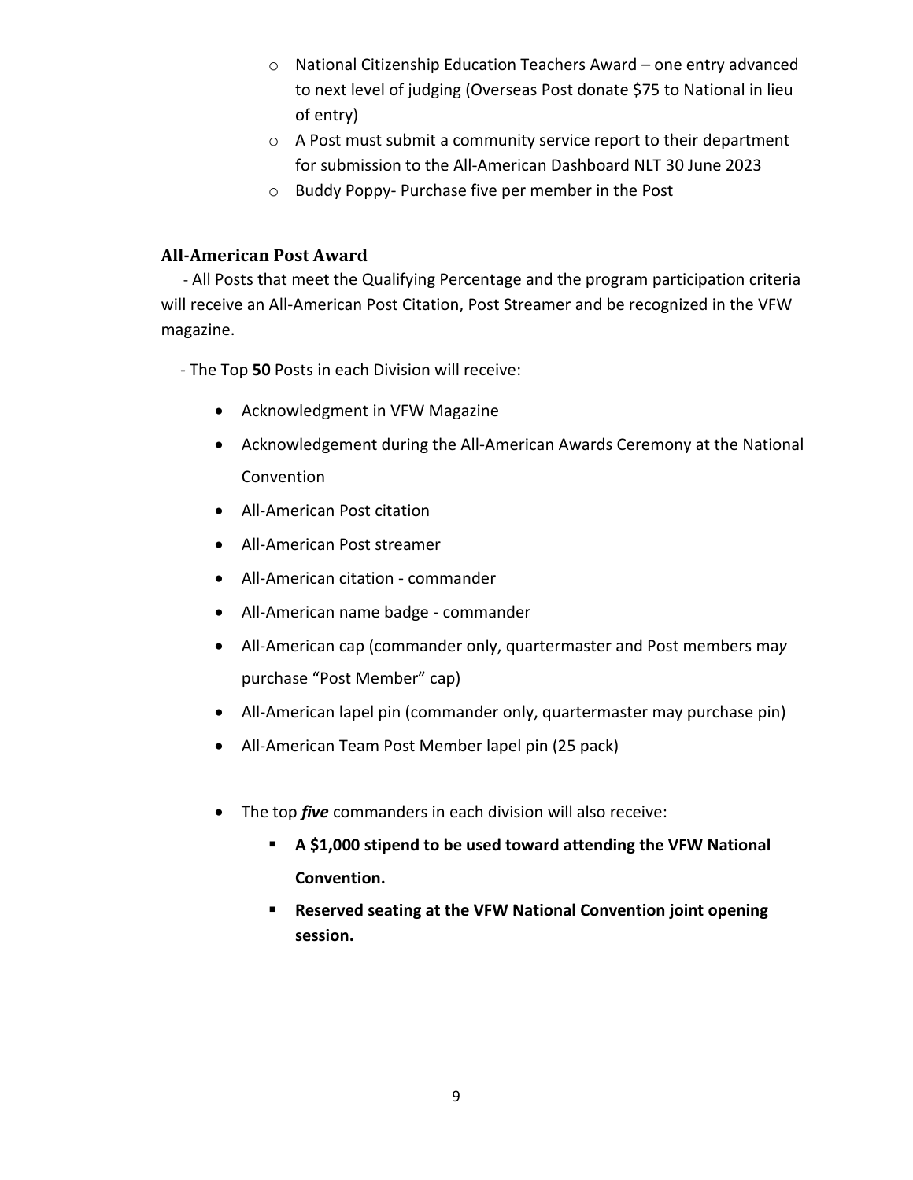- National Citizenship Education Teachers Award – one entry advanced to next level of judging (Overseas Post donate $75 to National in lieu of entry)
- A Post must submit a community service report to their department for submission to the All-American Dashboard NLT 30 June 2023
- Buddy Poppy- Purchase five per member in the Post

### All-American Post Award

- All Posts that meet the Qualifying Percentage and the program participation criteria will receive an All-American Post Citation, Post Streamer and be recognized in the VFW magazine.

- The Top **50** Posts in each Division will receive:

- Acknowledgment in VFW Magazine
- Acknowledgement during the All-American Awards Ceremony at the National Convention
- All-American Post citation
- All-American Post streamer
- All-American citation - commander
- All-American name badge - commander
- All-American cap (commander only, quartermaster and Post members may purchase "Post Member" cap)
- All-American lapel pin (commander only, quartermaster may purchase pin)
- All-American Team Post Member lapel pin (25 pack)

- The top ***five*** commanders in each division will also receive:
  - **A $1,000 stipend to be used toward attending the VFW National Convention.**
  - **Reserved seating at the VFW National Convention joint opening session.**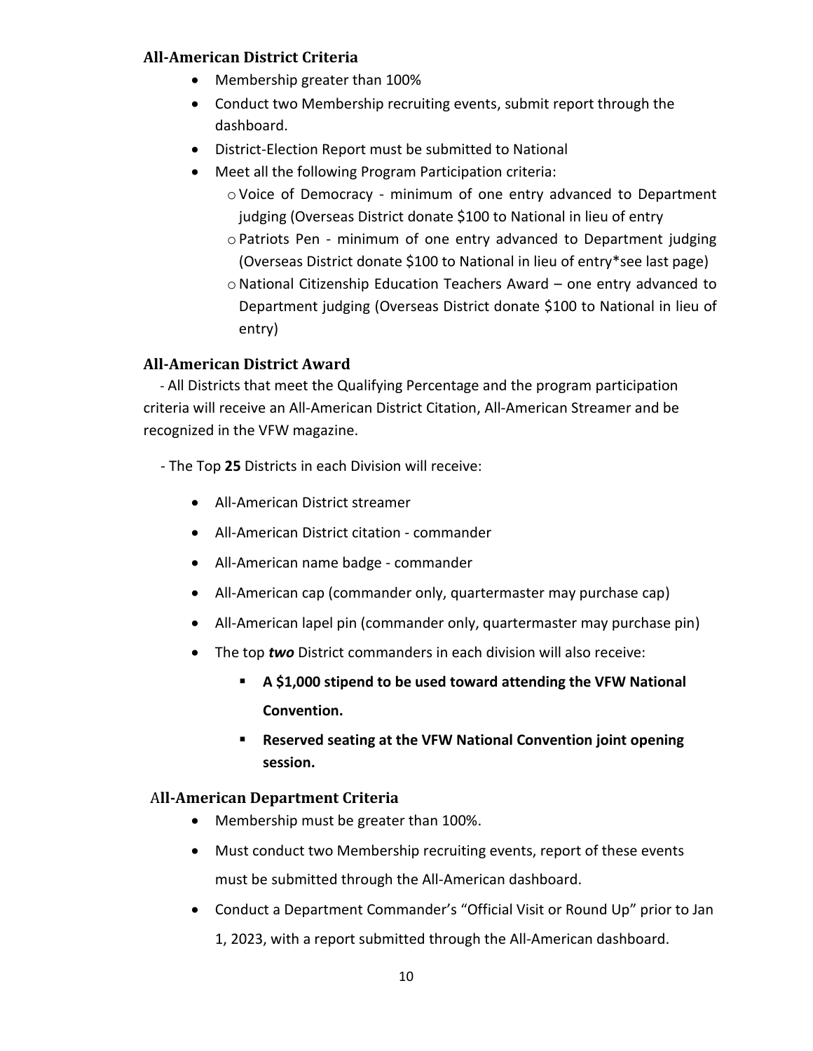### All-American District Criteria

- Membership greater than 100%
- Conduct two Membership recruiting events, submit report through the dashboard.
- District-Election Report must be submitted to National
- Meet all the following Program Participation criteria:
  - Voice of Democracy - minimum of one entry advanced to Department judging (Overseas District donate $100 to National in lieu of entry
  - Patriots Pen - minimum of one entry advanced to Department judging (Overseas District donate $100 to National in lieu of entry*see last page)
  - National Citizenship Education Teachers Award – one entry advanced to Department judging (Overseas District donate $100 to National in lieu of entry)

### All-American District Award

- All Districts that meet the Qualifying Percentage and the program participation criteria will receive an All-American District Citation, All-American Streamer and be recognized in the VFW magazine.

- The Top **25** Districts in each Division will receive:

- All-American District streamer
- All-American District citation - commander
- All-American name badge - commander
- All-American cap (commander only, quartermaster may purchase cap)
- All-American lapel pin (commander only, quartermaster may purchase pin)
- The top ***two*** District commanders in each division will also receive:
  - **A $1,000 stipend to be used toward attending the VFW National Convention.**
  - **Reserved seating at the VFW National Convention joint opening session.**

### All-American Department Criteria

- Membership must be greater than 100%.
- Must conduct two Membership recruiting events, report of these events must be submitted through the All-American dashboard.
- Conduct a Department Commander's "Official Visit or Round Up" prior to Jan 1, 2023, with a report submitted through the All-American dashboard.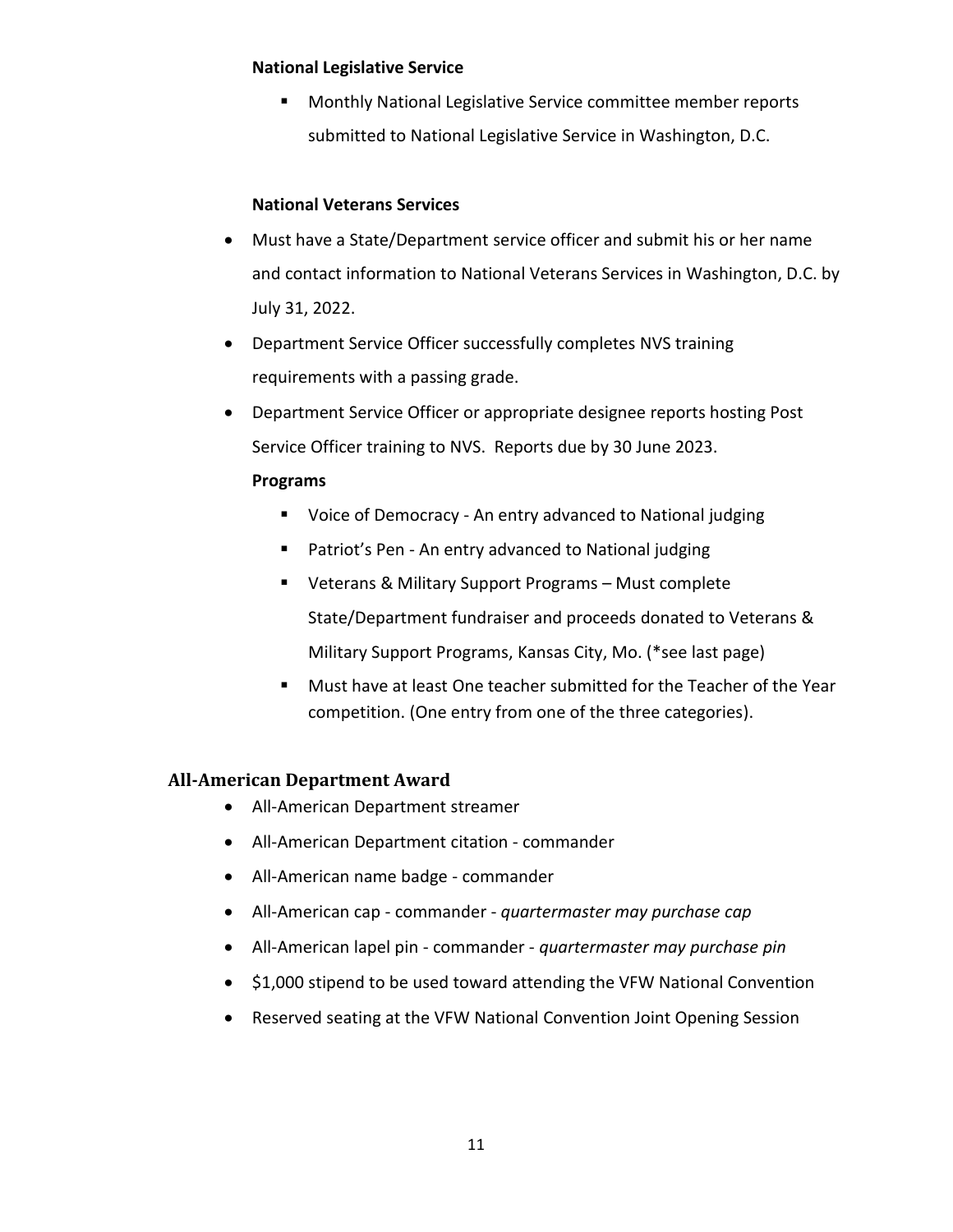**National Legislative Service**

- Monthly National Legislative Service committee member reports submitted to National Legislative Service in Washington, D.C.

**National Veterans Services**

- Must have a State/Department service officer and submit his or her name and contact information to National Veterans Services in Washington, D.C. by July 31, 2022.
- Department Service Officer successfully completes NVS training requirements with a passing grade.
- Department Service Officer or appropriate designee reports hosting Post Service Officer training to NVS. Reports due by 30 June 2023.

**Programs**

- Voice of Democracy - An entry advanced to National judging
- Patriot's Pen - An entry advanced to National judging
- Veterans & Military Support Programs – Must complete State/Department fundraiser and proceeds donated to Veterans & Military Support Programs, Kansas City, Mo. (*see last page)
- Must have at least One teacher submitted for the Teacher of the Year competition. (One entry from one of the three categories).

## All-American Department Award

- All-American Department streamer
- All-American Department citation - commander
- All-American name badge - commander
- All-American cap - commander - *quartermaster may purchase cap*
- All-American lapel pin - commander - *quartermaster may purchase pin*
- $1,000 stipend to be used toward attending the VFW National Convention
- Reserved seating at the VFW National Convention Joint Opening Session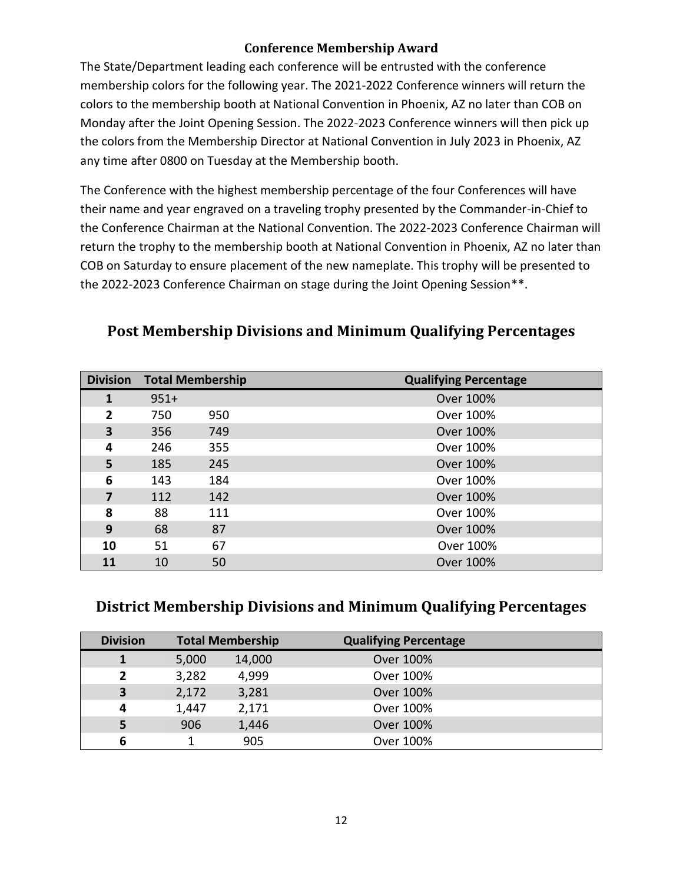### Conference Membership Award

The State/Department leading each conference will be entrusted with the conference membership colors for the following year. The 2021-2022 Conference winners will return the colors to the membership booth at National Convention in Phoenix, AZ no later than COB on Monday after the Joint Opening Session. The 2022-2023 Conference winners will then pick up the colors from the Membership Director at National Convention in July 2023 in Phoenix, AZ any time after 0800 on Tuesday at the Membership booth.

The Conference with the highest membership percentage of the four Conferences will have their name and year engraved on a traveling trophy presented by the Commander-in-Chief to the Conference Chairman at the National Convention. The 2022-2023 Conference Chairman will return the trophy to the membership booth at National Convention in Phoenix, AZ no later than COB on Saturday to ensure placement of the new nameplate. This trophy will be presented to the 2022-2023 Conference Chairman on stage during the Joint Opening Session**.

## Post Membership Divisions and Minimum Qualifying Percentages

| Division | Total Membership | | Qualifying Percentage |
|---|---|---|---|
| 1 | 951+ | | Over 100% |
| 2 | 750 | 950 | Over 100% |
| 3 | 356 | 749 | Over 100% |
| 4 | 246 | 355 | Over 100% |
| 5 | 185 | 245 | Over 100% |
| 6 | 143 | 184 | Over 100% |
| 7 | 112 | 142 | Over 100% |
| 8 | 88 | 111 | Over 100% |
| 9 | 68 | 87 | Over 100% |
| 10 | 51 | 67 | Over 100% |
| 11 | 10 | 50 | Over 100% |

## District Membership Divisions and Minimum Qualifying Percentages

| Division | Total Membership | | Qualifying Percentage |
|---|---|---|---|
| 1 | 5,000 | 14,000 | Over 100% |
| 2 | 3,282 | 4,999 | Over 100% |
| 3 | 2,172 | 3,281 | Over 100% |
| 4 | 1,447 | 2,171 | Over 100% |
| 5 | 906 | 1,446 | Over 100% |
| 6 | 1 | 905 | Over 100% |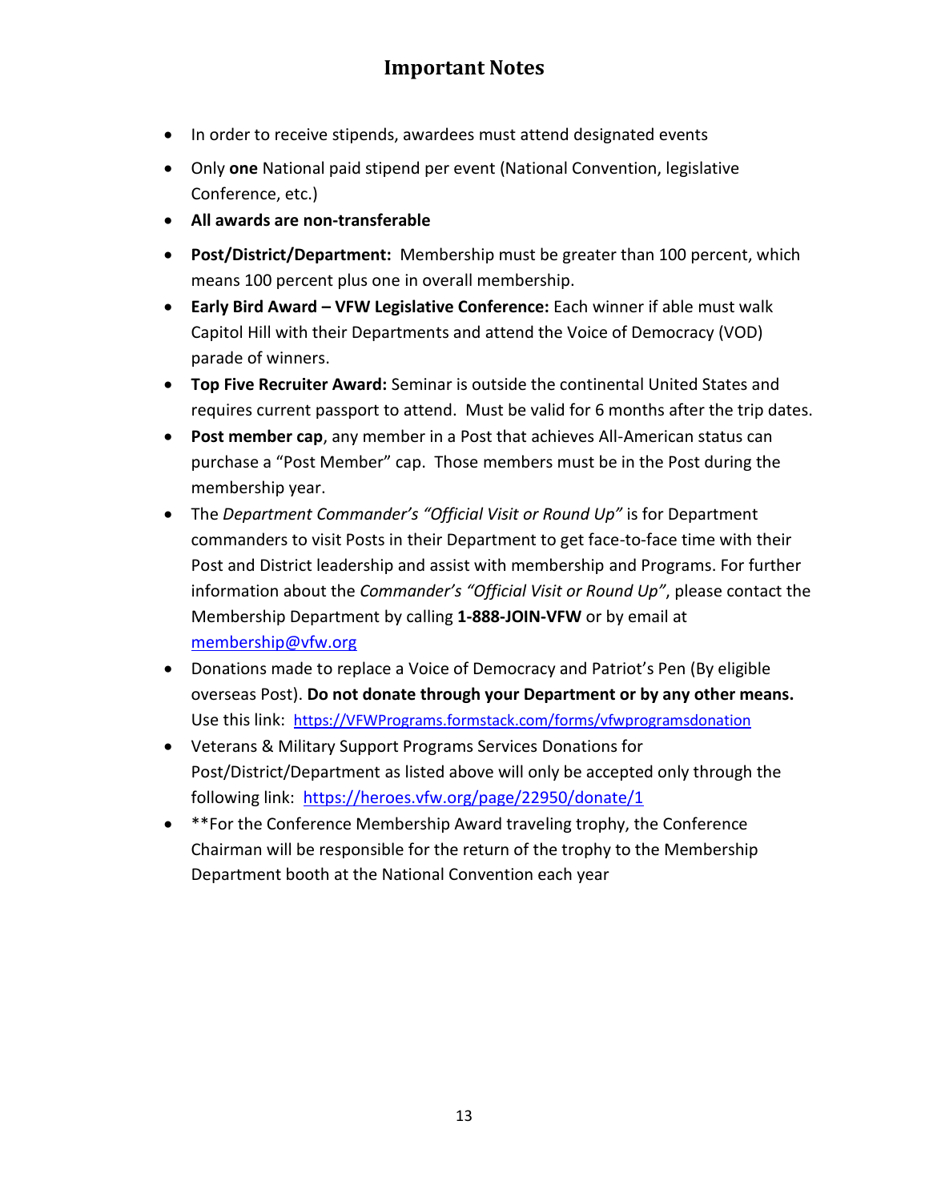# Important Notes

- In order to receive stipends, awardees must attend designated events
- Only **one** National paid stipend per event (National Convention, legislative Conference, etc.)
- **All awards are non-transferable**
- **Post/District/Department:** Membership must be greater than 100 percent, which means 100 percent plus one in overall membership.
- **Early Bird Award – VFW Legislative Conference:** Each winner if able must walk Capitol Hill with their Departments and attend the Voice of Democracy (VOD) parade of winners.
- **Top Five Recruiter Award:** Seminar is outside the continental United States and requires current passport to attend. Must be valid for 6 months after the trip dates.
- **Post member cap**, any member in a Post that achieves All-American status can purchase a "Post Member" cap. Those members must be in the Post during the membership year.
- The *Department Commander's "Official Visit or Round Up"* is for Department commanders to visit Posts in their Department to get face-to-face time with their Post and District leadership and assist with membership and Programs. For further information about the *Commander's "Official Visit or Round Up"*, please contact the Membership Department by calling **1-888-JOIN-VFW** or by email at membership@vfw.org
- Donations made to replace a Voice of Democracy and Patriot's Pen (By eligible overseas Post). **Do not donate through your Department or by any other means.** Use this link: https://VFWPrograms.formstack.com/forms/vfwprogramsdonation
- Veterans & Military Support Programs Services Donations for Post/District/Department as listed above will only be accepted only through the following link: https://heroes.vfw.org/page/22950/donate/1
- **For the Conference Membership Award traveling trophy, the Conference Chairman will be responsible for the return of the trophy to the Membership Department booth at the National Convention each year